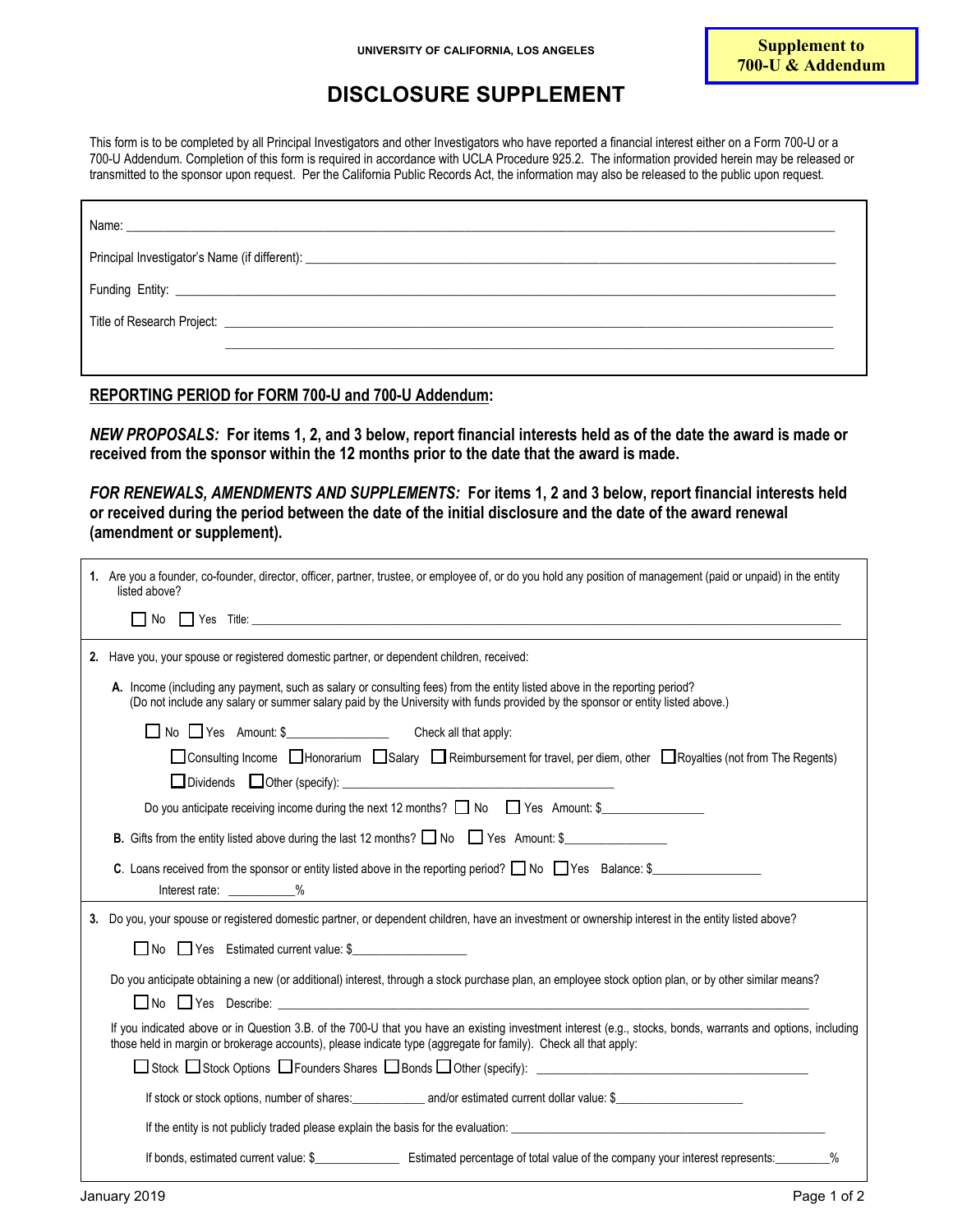UNIVERSITY OF CALIFORNIA, LOS ANGELES

**Supplement to 700-U & Addendum**

# DISCLOSURE SUPPLEMENT

This form is to be completed by all Principal Investigators and other Investigators who have reported a financial interest either on a Form 700-U or a 700-U Addendum. Completion of this form is required in accordance with UCLA Procedure 925.2. The information provided herein may be released or transmitted to the sponsor upon request. Per the California Public Records Act, the information may also be released to the public upon request.

Name: ____________________________________________

Principal Investigator's Name (if different): ____________________________________________

Funding Entity: ____________________________________________

Title of Research Project: ____________________________________________

____________________________________________

**REPORTING PERIOD for FORM 700-U and 700-U Addendum:**

***NEW PROPOSALS:*** **For items 1, 2, and 3 below, report financial interests held as of the date the award is made or received from the sponsor within the 12 months prior to the date that the award is made.**

***FOR RENEWALS, AMENDMENTS AND SUPPLEMENTS:*** **For items 1, 2 and 3 below, report financial interests held or received during the period between the date of the initial disclosure and the date of the award renewal (amendment or supplement).**

**1.** Are you a founder, co-founder, director, officer, partner, trustee, or employee of, or do you hold any position of management (paid or unpaid) in the entity listed above?

☐ No ☐ Yes Title: ____________________________________________

**2.** Have you, your spouse or registered domestic partner, or dependent children, received:

**A.** Income (including any payment, such as salary or consulting fees) from the entity listed above in the reporting period?
(Do not include any salary or summer salary paid by the University with funds provided by the sponsor or entity listed above.)

☐ No ☐ Yes Amount: $________________ Check all that apply:

☐ Consulting Income ☐ Honorarium ☐ Salary ☐ Reimbursement for travel, per diem, other ☐ Royalties (not from The Regents)

☐ Dividends ☐ Other (specify): ____________________________________________

Do you anticipate receiving income during the next 12 months? ☐ No ☐ Yes Amount: $________________

**B.** Gifts from the entity listed above during the last 12 months? ☐ No ☐ Yes Amount: $________________

**C.** Loans received from the sponsor or entity listed above in the reporting period? ☐ No ☐ Yes Balance: $_________________

Interest rate: __________%

**3.** Do you, your spouse or registered domestic partner, or dependent children, have an investment or ownership interest in the entity listed above?

☐ No ☐ Yes Estimated current value: $__________________

Do you anticipate obtaining a new (or additional) interest, through a stock purchase plan, an employee stock option plan, or by other similar means?

☐ No ☐ Yes Describe: ____________________________________________

If you indicated above or in Question 3.B. of the 700-U that you have an existing investment interest (e.g., stocks, bonds, warrants and options, including those held in margin or brokerage accounts), please indicate type (aggregate for family). Check all that apply:

☐ Stock ☐ Stock Options ☐ Founders Shares ☐ Bonds ☐ Other (specify): ____________________________________________

If stock or stock options, number of shares:___________ and/or estimated current dollar value: $____________________

If the entity is not publicly traded please explain the basis for the evaluation: ____________________________________________

If bonds, estimated current value: $_____________ Estimated percentage of total value of the company your interest represents:_________%

January 2019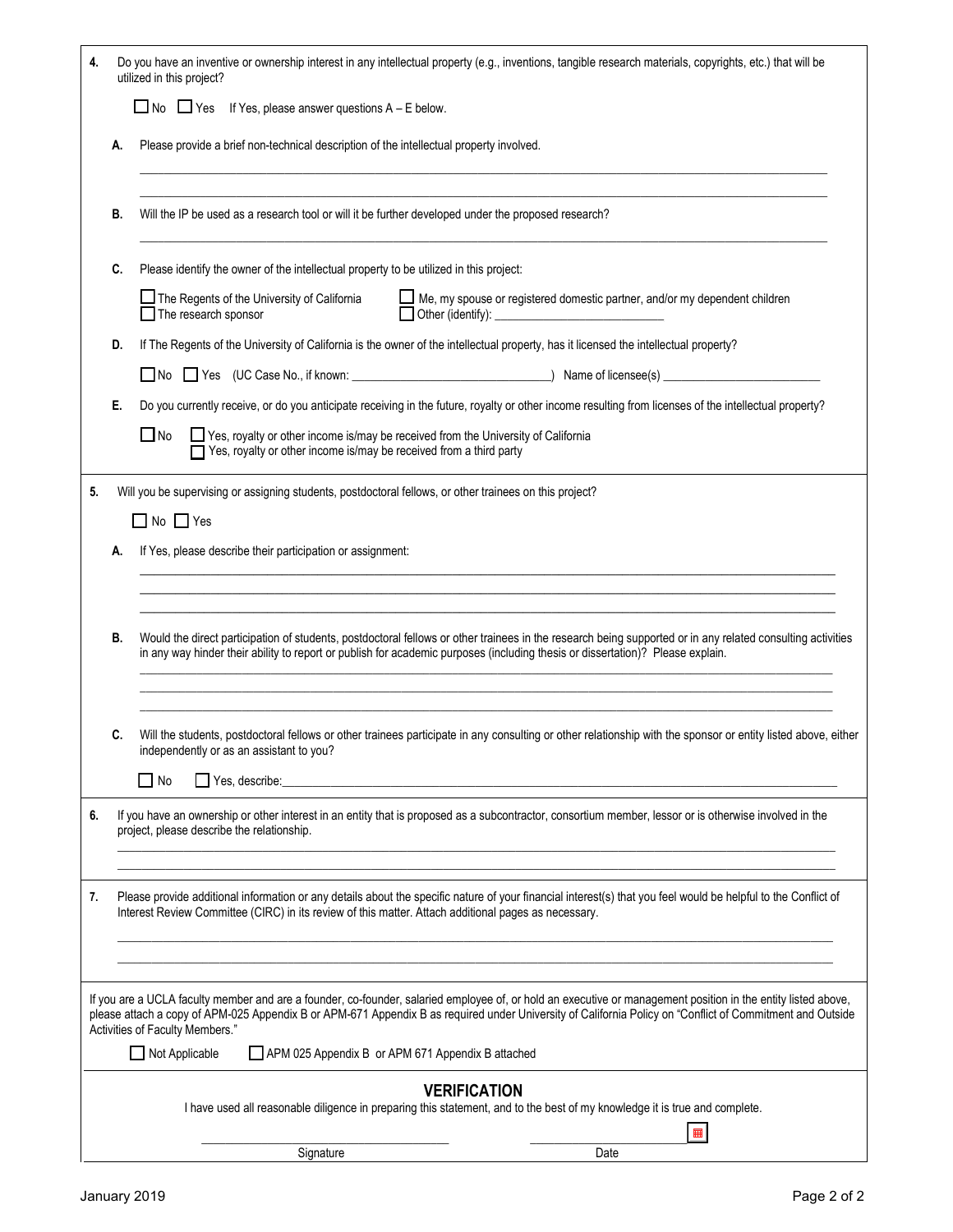**4.** Do you have an inventive or ownership interest in any intellectual property (e.g., inventions, tangible research materials, copyrights, etc.) that will be utilized in this project?

☐ No ☐ Yes If Yes, please answer questions A – E below.

**A.** Please provide a brief non-technical description of the intellectual property involved.

\_\_\_\_\_\_\_\_\_\_\_\_\_\_\_\_\_\_\_\_\_\_\_\_\_\_\_\_\_\_\_\_\_\_\_\_\_\_\_\_\_\_\_\_\_\_\_\_\_\_\_\_\_\_\_\_\_\_\_\_\_\_\_\_\_\_\_\_\_\_\_\_

\_\_\_\_\_\_\_\_\_\_\_\_\_\_\_\_\_\_\_\_\_\_\_\_\_\_\_\_\_\_\_\_\_\_\_\_\_\_\_\_\_\_\_\_\_\_\_\_\_\_\_\_\_\_\_\_\_\_\_\_\_\_\_\_\_\_\_\_\_\_\_\_

**B.** Will the IP be used as a research tool or will it be further developed under the proposed research?

\_\_\_\_\_\_\_\_\_\_\_\_\_\_\_\_\_\_\_\_\_\_\_\_\_\_\_\_\_\_\_\_\_\_\_\_\_\_\_\_\_\_\_\_\_\_\_\_\_\_\_\_\_\_\_\_\_\_\_\_\_\_\_\_\_\_\_\_\_\_\_\_

**C.** Please identify the owner of the intellectual property to be utilized in this project:

☐ The Regents of the University of California ☐ Me, my spouse or registered domestic partner, and/or my dependent children
☐ The research sponsor ☐ Other (identify): \_\_\_\_\_\_\_\_\_\_\_\_\_\_\_\_\_\_\_\_\_\_\_\_\_\_\_\_

**D.** If The Regents of the University of California is the owner of the intellectual property, has it licensed the intellectual property?

☐ No ☐ Yes (UC Case No., if known: \_\_\_\_\_\_\_\_\_\_\_\_\_\_\_\_\_\_\_\_\_\_\_\_\_\_\_\_\_\_\_\_) Name of licensee(s) \_\_\_\_\_\_\_\_\_\_\_\_\_\_\_\_\_\_\_\_\_\_\_\_\_\_

**E.** Do you currently receive, or do you anticipate receiving in the future, royalty or other income resulting from licenses of the intellectual property?

☐ No ☐ Yes, royalty or other income is/may be received from the University of California
☐ Yes, royalty or other income is/may be received from a third party

**5.** Will you be supervising or assigning students, postdoctoral fellows, or other trainees on this project?

☐ No ☐ Yes

**A.** If Yes, please describe their participation or assignment:

\_\_\_\_\_\_\_\_\_\_\_\_\_\_\_\_\_\_\_\_\_\_\_\_\_\_\_\_\_\_\_\_\_\_\_\_\_\_\_\_\_\_\_\_\_\_\_\_\_\_\_\_\_\_\_\_\_\_\_\_\_\_\_\_\_\_\_\_\_\_\_\_

\_\_\_\_\_\_\_\_\_\_\_\_\_\_\_\_\_\_\_\_\_\_\_\_\_\_\_\_\_\_\_\_\_\_\_\_\_\_\_\_\_\_\_\_\_\_\_\_\_\_\_\_\_\_\_\_\_\_\_\_\_\_\_\_\_\_\_\_\_\_\_\_

\_\_\_\_\_\_\_\_\_\_\_\_\_\_\_\_\_\_\_\_\_\_\_\_\_\_\_\_\_\_\_\_\_\_\_\_\_\_\_\_\_\_\_\_\_\_\_\_\_\_\_\_\_\_\_\_\_\_\_\_\_\_\_\_\_\_\_\_\_\_\_\_

**B.** Would the direct participation of students, postdoctoral fellows or other trainees in the research being supported or in any related consulting activities in any way hinder their ability to report or publish for academic purposes (including thesis or dissertation)? Please explain.

\_\_\_\_\_\_\_\_\_\_\_\_\_\_\_\_\_\_\_\_\_\_\_\_\_\_\_\_\_\_\_\_\_\_\_\_\_\_\_\_\_\_\_\_\_\_\_\_\_\_\_\_\_\_\_\_\_\_\_\_\_\_\_\_\_\_\_\_\_\_\_\_

\_\_\_\_\_\_\_\_\_\_\_\_\_\_\_\_\_\_\_\_\_\_\_\_\_\_\_\_\_\_\_\_\_\_\_\_\_\_\_\_\_\_\_\_\_\_\_\_\_\_\_\_\_\_\_\_\_\_\_\_\_\_\_\_\_\_\_\_\_\_\_\_

\_\_\_\_\_\_\_\_\_\_\_\_\_\_\_\_\_\_\_\_\_\_\_\_\_\_\_\_\_\_\_\_\_\_\_\_\_\_\_\_\_\_\_\_\_\_\_\_\_\_\_\_\_\_\_\_\_\_\_\_\_\_\_\_\_\_\_\_\_\_\_\_

**C.** Will the students, postdoctoral fellows or other trainees participate in any consulting or other relationship with the sponsor or entity listed above, either independently or as an assistant to you?

☐ No ☐ Yes, describe: \_\_\_\_\_\_\_\_\_\_\_\_\_\_\_\_\_\_\_\_\_\_\_\_\_\_\_\_\_\_\_\_\_\_\_\_\_\_\_\_\_\_\_\_\_\_\_\_\_\_\_\_\_\_\_\_

**6.** If you have an ownership or other interest in an entity that is proposed as a subcontractor, consortium member, lessor or is otherwise involved in the project, please describe the relationship.

\_\_\_\_\_\_\_\_\_\_\_\_\_\_\_\_\_\_\_\_\_\_\_\_\_\_\_\_\_\_\_\_\_\_\_\_\_\_\_\_\_\_\_\_\_\_\_\_\_\_\_\_\_\_\_\_\_\_\_\_\_\_\_\_\_\_\_\_\_\_\_\_

\_\_\_\_\_\_\_\_\_\_\_\_\_\_\_\_\_\_\_\_\_\_\_\_\_\_\_\_\_\_\_\_\_\_\_\_\_\_\_\_\_\_\_\_\_\_\_\_\_\_\_\_\_\_\_\_\_\_\_\_\_\_\_\_\_\_\_\_\_\_\_\_

**7.** Please provide additional information or any details about the specific nature of your financial interest(s) that you feel would be helpful to the Conflict of Interest Review Committee (CIRC) in its review of this matter. Attach additional pages as necessary.

\_\_\_\_\_\_\_\_\_\_\_\_\_\_\_\_\_\_\_\_\_\_\_\_\_\_\_\_\_\_\_\_\_\_\_\_\_\_\_\_\_\_\_\_\_\_\_\_\_\_\_\_\_\_\_\_\_\_\_\_\_\_\_\_\_\_\_\_\_\_\_\_

\_\_\_\_\_\_\_\_\_\_\_\_\_\_\_\_\_\_\_\_\_\_\_\_\_\_\_\_\_\_\_\_\_\_\_\_\_\_\_\_\_\_\_\_\_\_\_\_\_\_\_\_\_\_\_\_\_\_\_\_\_\_\_\_\_\_\_\_\_\_\_\_

If you are a UCLA faculty member and are a founder, co-founder, salaried employee of, or hold an executive or management position in the entity listed above, please attach a copy of APM-025 Appendix B or APM-671 Appendix B as required under University of California Policy on "Conflict of Commitment and Outside Activities of Faculty Members."

☐ Not Applicable ☐ APM 025 Appendix B or APM 671 Appendix B attached

## VERIFICATION

I have used all reasonable diligence in preparing this statement, and to the best of my knowledge it is true and complete.

\_\_\_\_\_\_\_\_\_\_\_\_\_\_\_\_\_\_\_\_\_\_\_\_\_\_\_\_\_\_\_\_\_\_ \_\_\_\_\_\_\_\_\_\_\_\_\_\_\_\_\_\_\_\_\_\_\_\_\_\_
Signature Date

January 2019